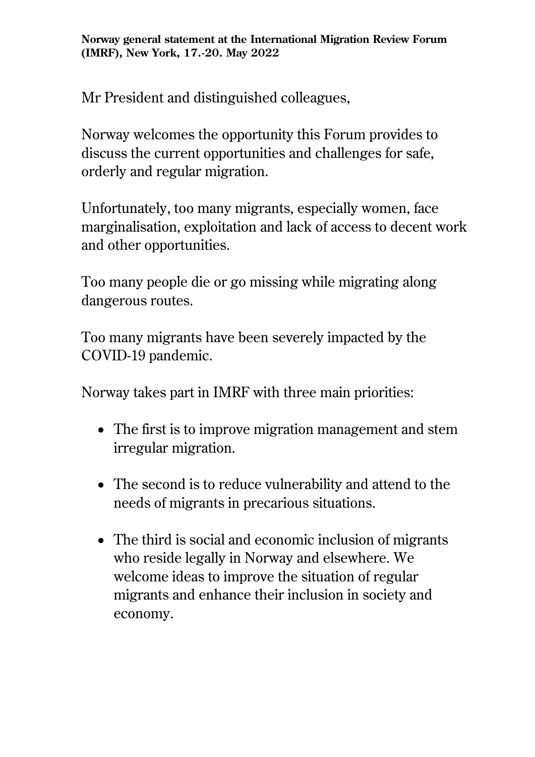**Norway general statement at the International Migration Review Forum (IMRF), New York, 17.-20. May 2022**

Mr President and distinguished colleagues,

Norway welcomes the opportunity this Forum provides to discuss the current opportunities and challenges for safe, orderly and regular migration.

Unfortunately, too many migrants, especially women, face marginalisation, exploitation and lack of access to decent work and other opportunities.

Too many people die or go missing while migrating along dangerous routes.

Too many migrants have been severely impacted by the COVID-19 pandemic.

Norway takes part in IMRF with three main priorities:

- The first is to improve migration management and stem irregular migration.
- The second is to reduce vulnerability and attend to the needs of migrants in precarious situations.
- The third is social and economic inclusion of migrants who reside legally in Norway and elsewhere. We welcome ideas to improve the situation of regular migrants and enhance their inclusion in society and economy.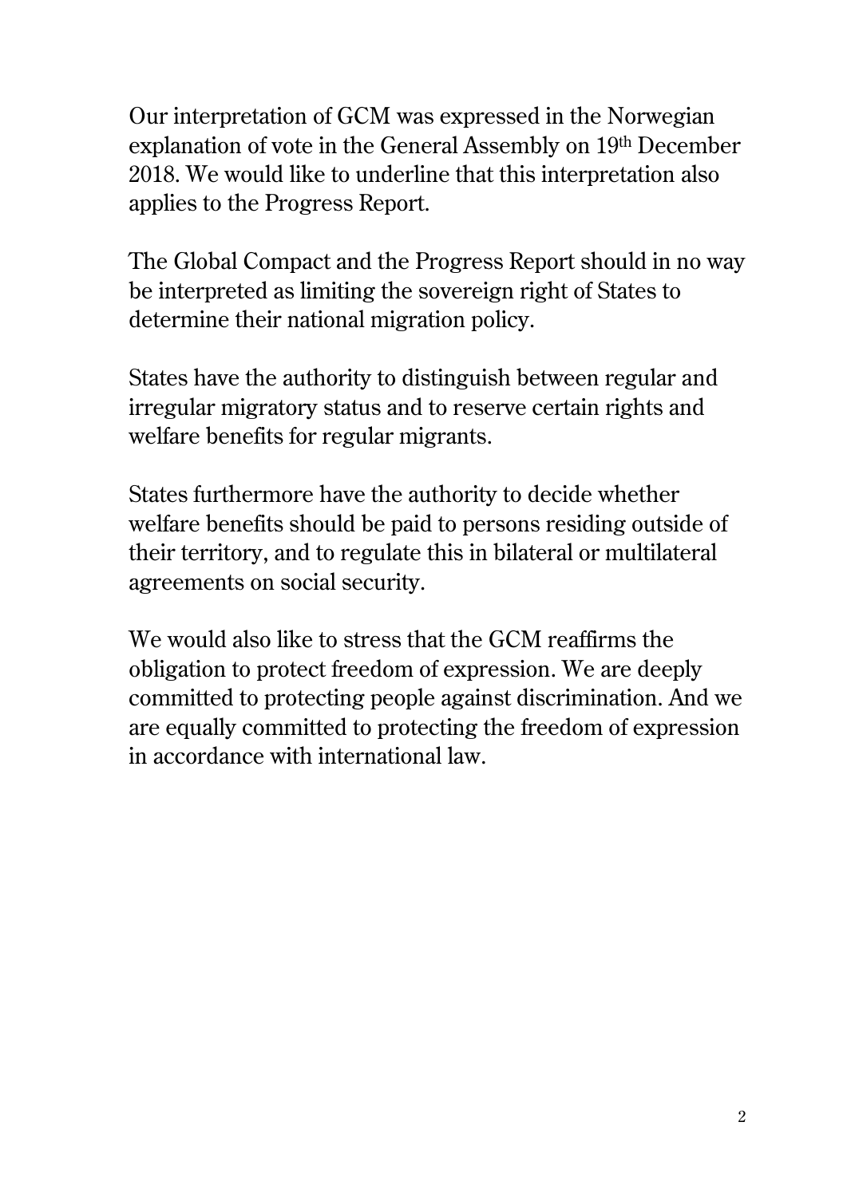Our interpretation of GCM was expressed in the Norwegian explanation of vote in the General Assembly on 19th December 2018. We would like to underline that this interpretation also applies to the Progress Report.

The Global Compact and the Progress Report should in no way be interpreted as limiting the sovereign right of States to determine their national migration policy.

States have the authority to distinguish between regular and irregular migratory status and to reserve certain rights and welfare benefits for regular migrants.

States furthermore have the authority to decide whether welfare benefits should be paid to persons residing outside of their territory, and to regulate this in bilateral or multilateral agreements on social security.

We would also like to stress that the GCM reaffirms the obligation to protect freedom of expression. We are deeply committed to protecting people against discrimination. And we are equally committed to protecting the freedom of expression in accordance with international law.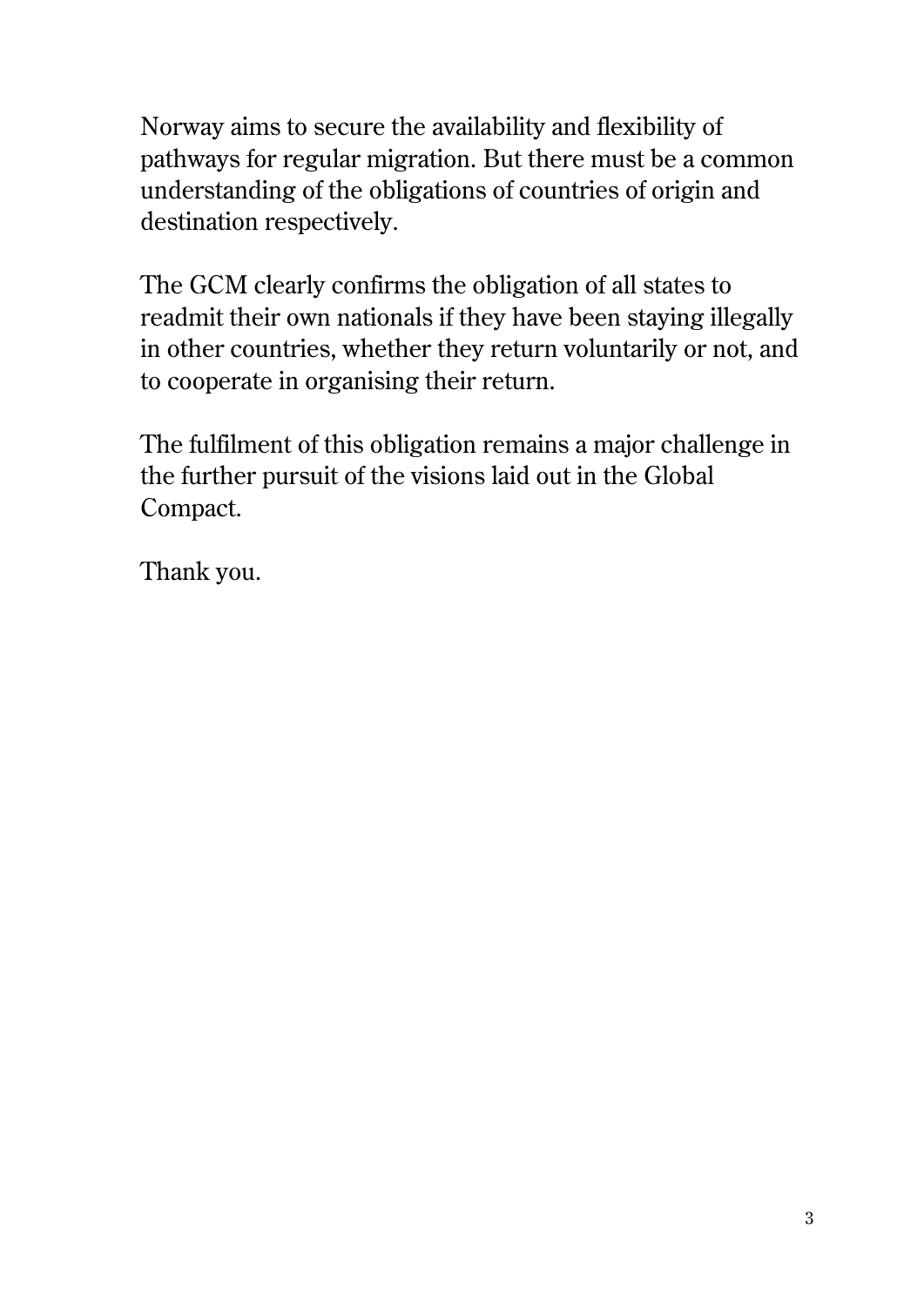Norway aims to secure the availability and flexibility of pathways for regular migration. But there must be a common understanding of the obligations of countries of origin and destination respectively.

The GCM clearly confirms the obligation of all states to readmit their own nationals if they have been staying illegally in other countries, whether they return voluntarily or not, and to cooperate in organising their return.

The fulfilment of this obligation remains a major challenge in the further pursuit of the visions laid out in the Global Compact.

Thank you.